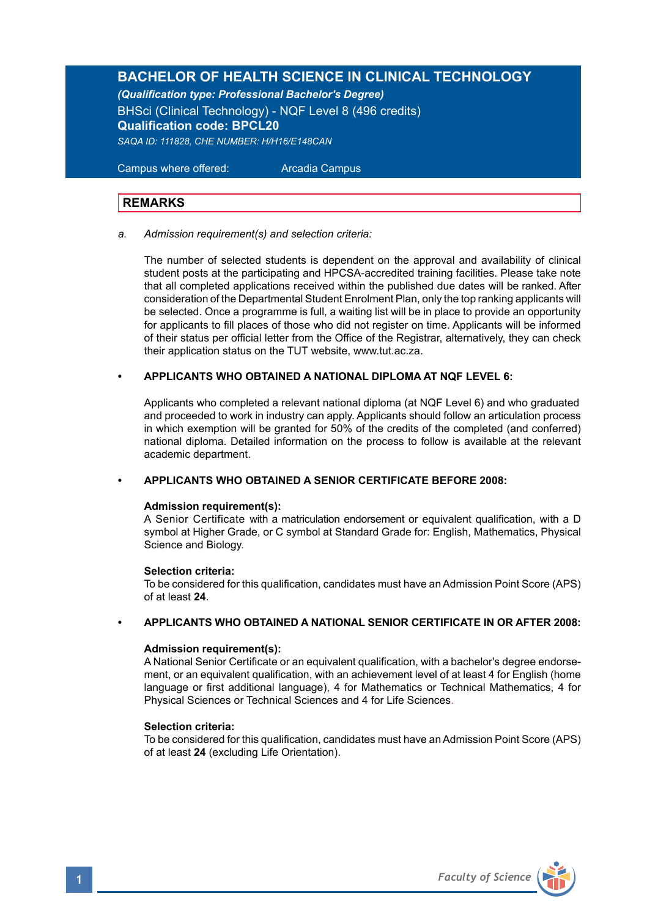# BACHELOR OF HEALTH SCIENCE IN CLINICAL TECHNOLOGY

***(Qualification type: Professional Bachelor's Degree)***

BHSci (Clinical Technology) - NQF Level 8 (496 credits)

**Qualification code: BPCL20**

*SAQA ID: 111828, CHE NUMBER: H/H16/E148CAN*

Campus where offered: Arcadia Campus

## REMARKS

a. *Admission requirement(s) and selection criteria:*

The number of selected students is dependent on the approval and availability of clinical student posts at the participating and HPCSA-accredited training facilities. Please take note that all completed applications received within the published due dates will be ranked. After consideration of the Departmental Student Enrolment Plan, only the top ranking applicants will be selected. Once a programme is full, a waiting list will be in place to provide an opportunity for applicants to fill places of those who did not register on time. Applicants will be informed of their status per official letter from the Office of the Registrar, alternatively, they can check their application status on the TUT website, www.tut.ac.za.

- **APPLICANTS WHO OBTAINED A NATIONAL DIPLOMA AT NQF LEVEL 6:**

  Applicants who completed a relevant national diploma (at NQF Level 6) and who graduated and proceeded to work in industry can apply. Applicants should follow an articulation process in which exemption will be granted for 50% of the credits of the completed (and conferred) national diploma. Detailed information on the process to follow is available at the relevant academic department.

- **APPLICANTS WHO OBTAINED A SENIOR CERTIFICATE BEFORE 2008:**

  **Admission requirement(s):**
  A Senior Certificate with a matriculation endorsement or equivalent qualification, with a D symbol at Higher Grade, or C symbol at Standard Grade for: English, Mathematics, Physical Science and Biology.

  **Selection criteria:**
  To be considered for this qualification, candidates must have an Admission Point Score (APS) of at least **24**.

- **APPLICANTS WHO OBTAINED A NATIONAL SENIOR CERTIFICATE IN OR AFTER 2008:**

  **Admission requirement(s):**
  A National Senior Certificate or an equivalent qualification, with a bachelor's degree endorsement, or an equivalent qualification, with an achievement level of at least 4 for English (home language or first additional language), 4 for Mathematics or Technical Mathematics, 4 for Physical Sciences or Technical Sciences and 4 for Life Sciences.

  **Selection criteria:**
  To be considered for this qualification, candidates must have an Admission Point Score (APS) of at least **24** (excluding Life Orientation).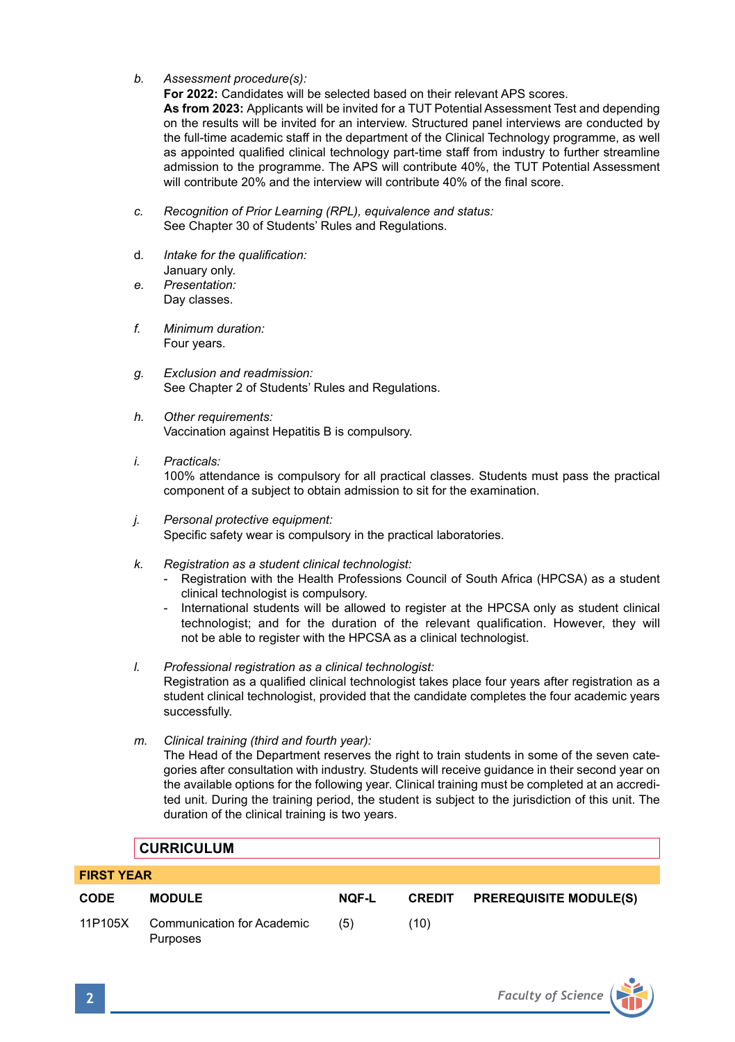*b. Assessment procedure(s):*

**For 2022:** Candidates will be selected based on their relevant APS scores.

**As from 2023:** Applicants will be invited for a TUT Potential Assessment Test and depending on the results will be invited for an interview. Structured panel interviews are conducted by the full-time academic staff in the department of the Clinical Technology programme, as well as appointed qualified clinical technology part-time staff from industry to further streamline admission to the programme. The APS will contribute 40%, the TUT Potential Assessment will contribute 20% and the interview will contribute 40% of the final score.

*c. Recognition of Prior Learning (RPL), equivalence and status:*

See Chapter 30 of Students' Rules and Regulations.

*d. Intake for the qualification:*

January only.

*e. Presentation:*

Day classes.

*f. Minimum duration:*

Four years.

*g. Exclusion and readmission:*

See Chapter 2 of Students' Rules and Regulations.

*h. Other requirements:*

Vaccination against Hepatitis B is compulsory.

*i. Practicals:*

100% attendance is compulsory for all practical classes. Students must pass the practical component of a subject to obtain admission to sit for the examination.

*j. Personal protective equipment:*

Specific safety wear is compulsory in the practical laboratories.

*k. Registration as a student clinical technologist:*

- Registration with the Health Professions Council of South Africa (HPCSA) as a student clinical technologist is compulsory.
- International students will be allowed to register at the HPCSA only as student clinical technologist; and for the duration of the relevant qualification. However, they will not be able to register with the HPCSA as a clinical technologist.

*l. Professional registration as a clinical technologist:*

Registration as a qualified clinical technologist takes place four years after registration as a student clinical technologist, provided that the candidate completes the four academic years successfully.

*m. Clinical training (third and fourth year):*

The Head of the Department reserves the right to train students in some of the seven categories after consultation with industry. Students will receive guidance in their second year on the available options for the following year. Clinical training must be completed at an accredited unit. During the training period, the student is subject to the jurisdiction of this unit. The duration of the clinical training is two years.

## CURRICULUM

**FIRST YEAR**

| CODE | MODULE | NQF-L | CREDIT | PREREQUISITE MODULE(S) |
|---|---|---|---|---|
| 11P105X | Communication for Academic Purposes | (5) | (10) | |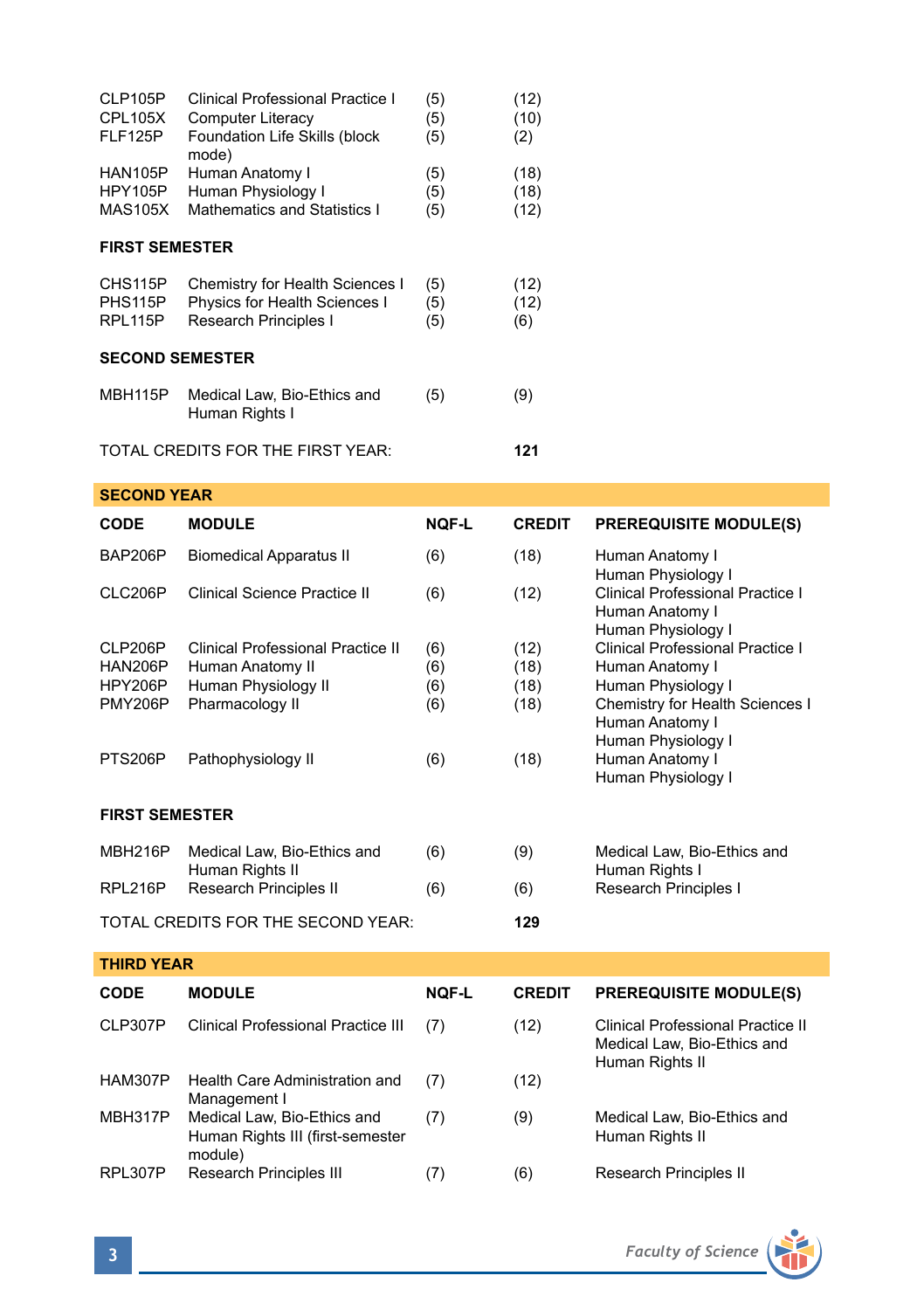| CODE | MODULE | NQF-L | CREDIT |
|---|---|---|---|
| CLP105P | Clinical Professional Practice I | (5) | (12) |
| CPL105X | Computer Literacy | (5) | (10) |
| FLF125P | Foundation Life Skills (block mode) | (5) | (2) |
| HAN105P | Human Anatomy I | (5) | (18) |
| HPY105P | Human Physiology I | (5) | (18) |
| MAS105X | Mathematics and Statistics I | (5) | (12) |

**FIRST SEMESTER**

| CODE | MODULE | NQF-L | CREDIT |
|---|---|---|---|
| CHS115P | Chemistry for Health Sciences I | (5) | (12) |
| PHS115P | Physics for Health Sciences I | (5) | (12) |
| RPL115P | Research Principles I | (5) | (6) |

**SECOND SEMESTER**

| CODE | MODULE | NQF-L | CREDIT |
|---|---|---|---|
| MBH115P | Medical Law, Bio-Ethics and Human Rights I | (5) | (9) |

TOTAL CREDITS FOR THE FIRST YEAR: **121**

## SECOND YEAR

| CODE | MODULE | NQF-L | CREDIT | PREREQUISITE MODULE(S) |
|---|---|---|---|---|
| BAP206P | Biomedical Apparatus II | (6) | (18) | Human Anatomy I<br>Human Physiology I |
| CLC206P | Clinical Science Practice II | (6) | (12) | Clinical Professional Practice I<br>Human Anatomy I<br>Human Physiology I |
| CLP206P | Clinical Professional Practice II | (6) | (12) | Clinical Professional Practice I |
| HAN206P | Human Anatomy II | (6) | (18) | Human Anatomy I |
| HPY206P | Human Physiology II | (6) | (18) | Human Physiology I |
| PMY206P | Pharmacology II | (6) | (18) | Chemistry for Health Sciences I<br>Human Anatomy I<br>Human Physiology I |
| PTS206P | Pathophysiology II | (6) | (18) | Human Anatomy I<br>Human Physiology I |

**FIRST SEMESTER**

| CODE | MODULE | NQF-L | CREDIT | PREREQUISITE MODULE(S) |
|---|---|---|---|---|
| MBH216P | Medical Law, Bio-Ethics and Human Rights II | (6) | (9) | Medical Law, Bio-Ethics and Human Rights I |
| RPL216P | Research Principles II | (6) | (6) | Research Principles I |

TOTAL CREDITS FOR THE SECOND YEAR: **129**

## THIRD YEAR

| CODE | MODULE | NQF-L | CREDIT | PREREQUISITE MODULE(S) |
|---|---|---|---|---|
| CLP307P | Clinical Professional Practice III | (7) | (12) | Clinical Professional Practice II<br>Medical Law, Bio-Ethics and Human Rights II |
| HAM307P | Health Care Administration and Management I | (7) | (12) | |
| MBH317P | Medical Law, Bio-Ethics and Human Rights III (first-semester module) | (7) | (9) | Medical Law, Bio-Ethics and Human Rights II |
| RPL307P | Research Principles III | (7) | (6) | Research Principles II |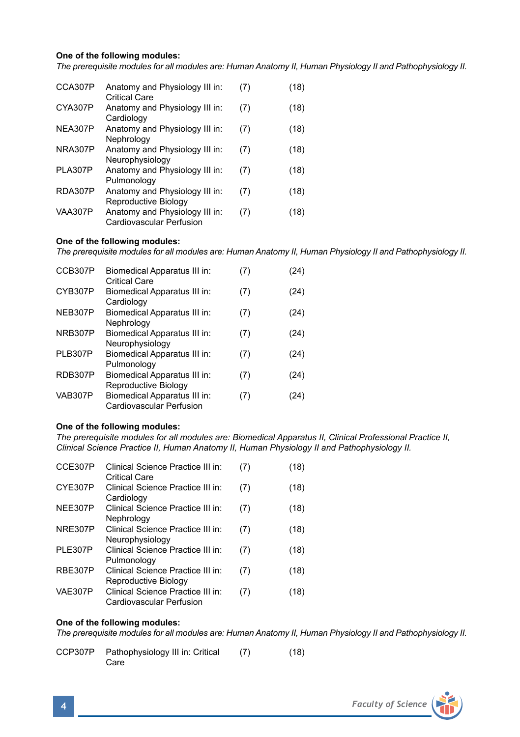**One of the following modules:**
*The prerequisite modules for all modules are: Human Anatomy II, Human Physiology II and Pathophysiology II.*

| | | | |
|---|---|---|---|
| CCA307P | Anatomy and Physiology III in: Critical Care | (7) | (18) |
| CYA307P | Anatomy and Physiology III in: Cardiology | (7) | (18) |
| NEA307P | Anatomy and Physiology III in: Nephrology | (7) | (18) |
| NRA307P | Anatomy and Physiology III in: Neurophysiology | (7) | (18) |
| PLA307P | Anatomy and Physiology III in: Pulmonology | (7) | (18) |
| RDA307P | Anatomy and Physiology III in: Reproductive Biology | (7) | (18) |
| VAA307P | Anatomy and Physiology III in: Cardiovascular Perfusion | (7) | (18) |

**One of the following modules:**
*The prerequisite modules for all modules are: Human Anatomy II, Human Physiology II and Pathophysiology II.*

| | | | |
|---|---|---|---|
| CCB307P | Biomedical Apparatus III in: Critical Care | (7) | (24) |
| CYB307P | Biomedical Apparatus III in: Cardiology | (7) | (24) |
| NEB307P | Biomedical Apparatus III in: Nephrology | (7) | (24) |
| NRB307P | Biomedical Apparatus III in: Neurophysiology | (7) | (24) |
| PLB307P | Biomedical Apparatus III in: Pulmonology | (7) | (24) |
| RDB307P | Biomedical Apparatus III in: Reproductive Biology | (7) | (24) |
| VAB307P | Biomedical Apparatus III in: Cardiovascular Perfusion | (7) | (24) |

**One of the following modules:**
*The prerequisite modules for all modules are: Biomedical Apparatus II, Clinical Professional Practice II, Clinical Science Practice II, Human Anatomy II, Human Physiology II and Pathophysiology II.*

| | | | |
|---|---|---|---|
| CCE307P | Clinical Science Practice III in: Critical Care | (7) | (18) |
| CYE307P | Clinical Science Practice III in: Cardiology | (7) | (18) |
| NEE307P | Clinical Science Practice III in: Nephrology | (7) | (18) |
| NRE307P | Clinical Science Practice III in: Neurophysiology | (7) | (18) |
| PLE307P | Clinical Science Practice III in: Pulmonology | (7) | (18) |
| RBE307P | Clinical Science Practice III in: Reproductive Biology | (7) | (18) |
| VAE307P | Clinical Science Practice III in: Cardiovascular Perfusion | (7) | (18) |

**One of the following modules:**
*The prerequisite modules for all modules are: Human Anatomy II, Human Physiology II and Pathophysiology II.*

| | | | |
|---|---|---|---|
| CCP307P | Pathophysiology III in: Critical Care | (7) | (18) |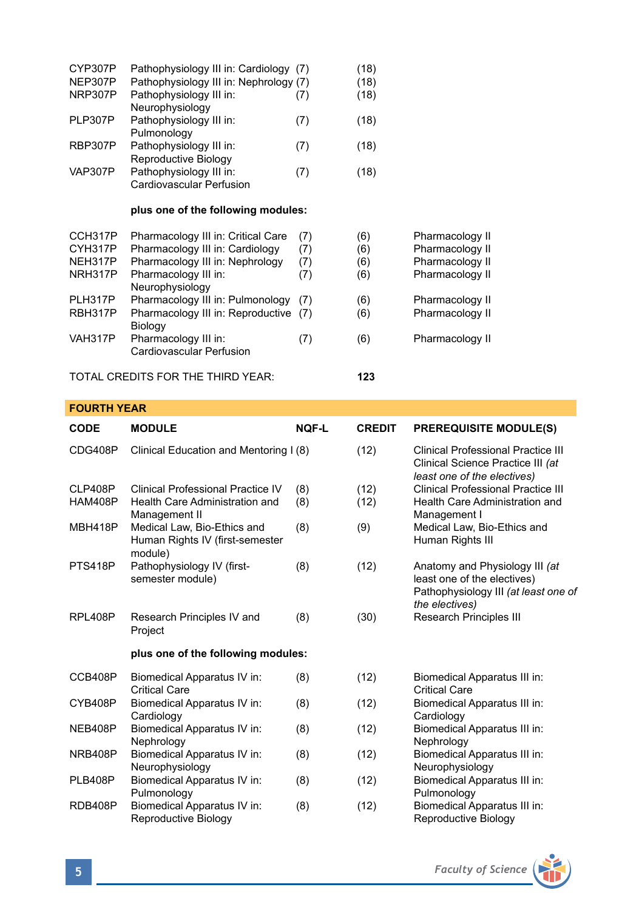| | | | | |
|---|---|---|---|---|
| CYP307P | Pathophysiology III in: Cardiology | (7) | (18) | |
| NEP307P | Pathophysiology III in: Nephrology | (7) | (18) | |
| NRP307P | Pathophysiology III in: Neurophysiology | (7) | (18) | |
| PLP307P | Pathophysiology III in: Pulmonology | (7) | (18) | |
| RBP307P | Pathophysiology III in: Reproductive Biology | (7) | (18) | |
| VAP307P | Pathophysiology III in: Cardiovascular Perfusion | (7) | (18) | |
| | **plus one of the following modules:** | | | |
| CCH317P | Pharmacology III in: Critical Care | (7) | (6) | Pharmacology II |
| CYH317P | Pharmacology III in: Cardiology | (7) | (6) | Pharmacology II |
| NEH317P | Pharmacology III in: Nephrology | (7) | (6) | Pharmacology II |
| NRH317P | Pharmacology III in: Neurophysiology | (7) | (6) | Pharmacology II |
| PLH317P | Pharmacology III in: Pulmonology | (7) | (6) | Pharmacology II |
| RBH317P | Pharmacology III in: Reproductive Biology | (7) | (6) | Pharmacology II |
| VAH317P | Pharmacology III in: Cardiovascular Perfusion | (7) | (6) | Pharmacology II |

TOTAL CREDITS FOR THE THIRD YEAR: **123**

## FOURTH YEAR

| CODE | MODULE | NQF-L | CREDIT | PREREQUISITE MODULE(S) |
|---|---|---|---|---|
| CDG408P | Clinical Education and Mentoring I | (8) | (12) | Clinical Professional Practice III<br>Clinical Science Practice III *(at least one of the electives)* |
| CLP408P | Clinical Professional Practice IV | (8) | (12) | Clinical Professional Practice III |
| HAM408P | Health Care Administration and Management II | (8) | (12) | Health Care Administration and Management I |
| MBH418P | Medical Law, Bio-Ethics and Human Rights IV (first-semester module) | (8) | (9) | Medical Law, Bio-Ethics and Human Rights III |
| PTS418P | Pathophysiology IV (first-semester module) | (8) | (12) | Anatomy and Physiology III *(at least one of the electives)*<br>Pathophysiology III *(at least one of the electives)* |
| RPL408P | Research Principles IV and Project | (8) | (30) | Research Principles III |
| | **plus one of the following modules:** | | | |
| CCB408P | Biomedical Apparatus IV in: Critical Care | (8) | (12) | Biomedical Apparatus III in: Critical Care |
| CYB408P | Biomedical Apparatus IV in: Cardiology | (8) | (12) | Biomedical Apparatus III in: Cardiology |
| NEB408P | Biomedical Apparatus IV in: Nephrology | (8) | (12) | Biomedical Apparatus III in: Nephrology |
| NRB408P | Biomedical Apparatus IV in: Neurophysiology | (8) | (12) | Biomedical Apparatus III in: Neurophysiology |
| PLB408P | Biomedical Apparatus IV in: Pulmonology | (8) | (12) | Biomedical Apparatus III in: Pulmonology |
| RDB408P | Biomedical Apparatus IV in: Reproductive Biology | (8) | (12) | Biomedical Apparatus III in: Reproductive Biology |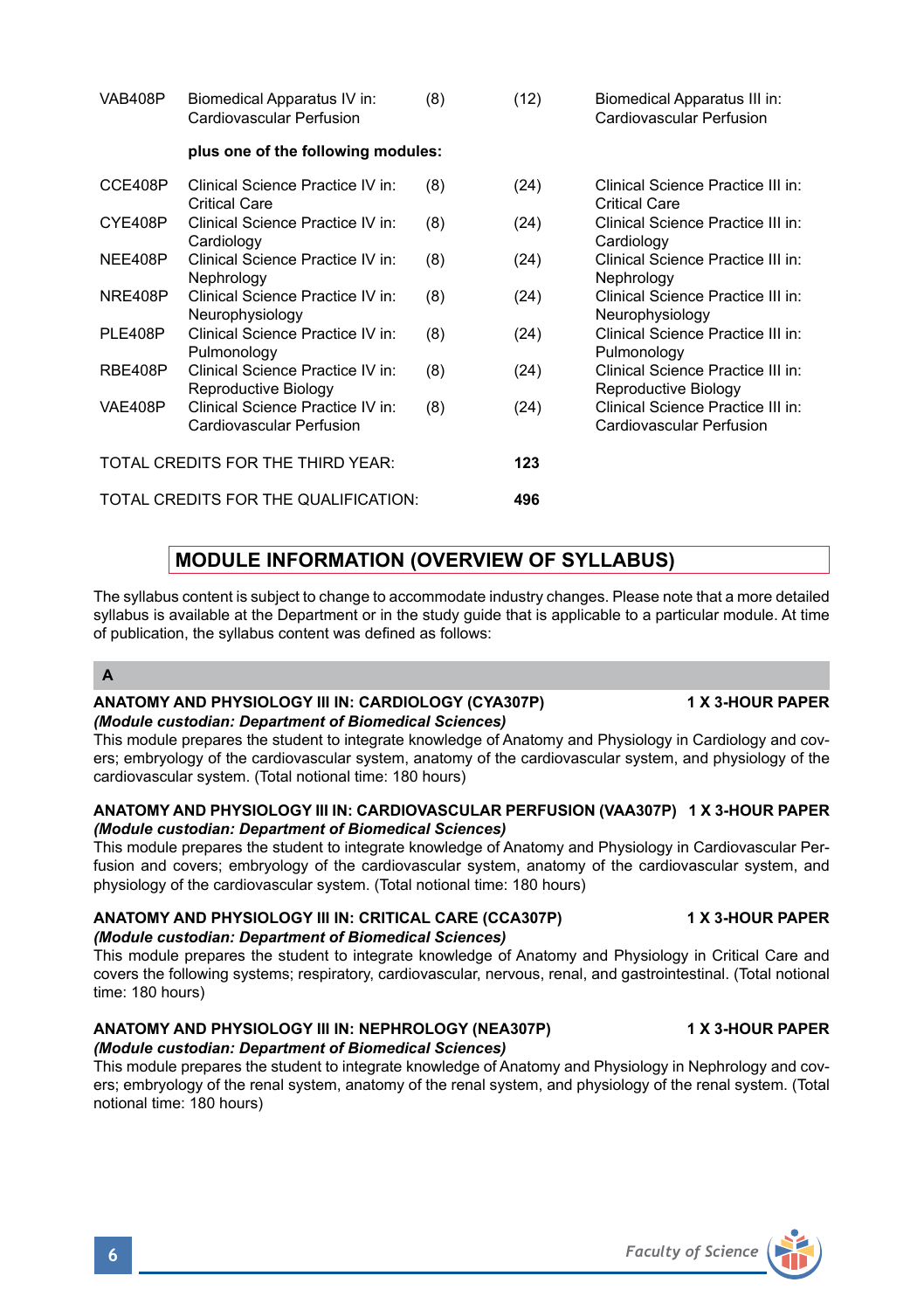| | | | | |
|---|---|---|---|---|
| VAB408P | Biomedical Apparatus IV in: Cardiovascular Perfusion | (8) | (12) | Biomedical Apparatus III in: Cardiovascular Perfusion |
| | **plus one of the following modules:** | | | |
| CCE408P | Clinical Science Practice IV in: Critical Care | (8) | (24) | Clinical Science Practice III in: Critical Care |
| CYE408P | Clinical Science Practice IV in: Cardiology | (8) | (24) | Clinical Science Practice III in: Cardiology |
| NEE408P | Clinical Science Practice IV in: Nephrology | (8) | (24) | Clinical Science Practice III in: Nephrology |
| NRE408P | Clinical Science Practice IV in: Neurophysiology | (8) | (24) | Clinical Science Practice III in: Neurophysiology |
| PLE408P | Clinical Science Practice IV in: Pulmonology | (8) | (24) | Clinical Science Practice III in: Pulmonology |
| RBE408P | Clinical Science Practice IV in: Reproductive Biology | (8) | (24) | Clinical Science Practice III in: Reproductive Biology |
| VAE408P | Clinical Science Practice IV in: Cardiovascular Perfusion | (8) | (24) | Clinical Science Practice III in: Cardiovascular Perfusion |

TOTAL CREDITS FOR THE THIRD YEAR: **123**

TOTAL CREDITS FOR THE QUALIFICATION: **496**

## MODULE INFORMATION (OVERVIEW OF SYLLABUS)

The syllabus content is subject to change to accommodate industry changes. Please note that a more detailed syllabus is available at the Department or in the study guide that is applicable to a particular module. At time of publication, the syllabus content was defined as follows:

### A

**ANATOMY AND PHYSIOLOGY III IN: CARDIOLOGY (CYA307P) — 1 X 3-HOUR PAPER**
***(Module custodian: Department of Biomedical Sciences)***
This module prepares the student to integrate knowledge of Anatomy and Physiology in Cardiology and covers; embryology of the cardiovascular system, anatomy of the cardiovascular system, and physiology of the cardiovascular system. (Total notional time: 180 hours)

**ANATOMY AND PHYSIOLOGY III IN: CARDIOVASCULAR PERFUSION (VAA307P) — 1 X 3-HOUR PAPER**
***(Module custodian: Department of Biomedical Sciences)***
This module prepares the student to integrate knowledge of Anatomy and Physiology in Cardiovascular Perfusion and covers; embryology of the cardiovascular system, anatomy of the cardiovascular system, and physiology of the cardiovascular system. (Total notional time: 180 hours)

**ANATOMY AND PHYSIOLOGY III IN: CRITICAL CARE (CCA307P) — 1 X 3-HOUR PAPER**
***(Module custodian: Department of Biomedical Sciences)***
This module prepares the student to integrate knowledge of Anatomy and Physiology in Critical Care and covers the following systems; respiratory, cardiovascular, nervous, renal, and gastrointestinal. (Total notional time: 180 hours)

**ANATOMY AND PHYSIOLOGY III IN: NEPHROLOGY (NEA307P) — 1 X 3-HOUR PAPER**
***(Module custodian: Department of Biomedical Sciences)***
This module prepares the student to integrate knowledge of Anatomy and Physiology in Nephrology and covers; embryology of the renal system, anatomy of the renal system, and physiology of the renal system. (Total notional time: 180 hours)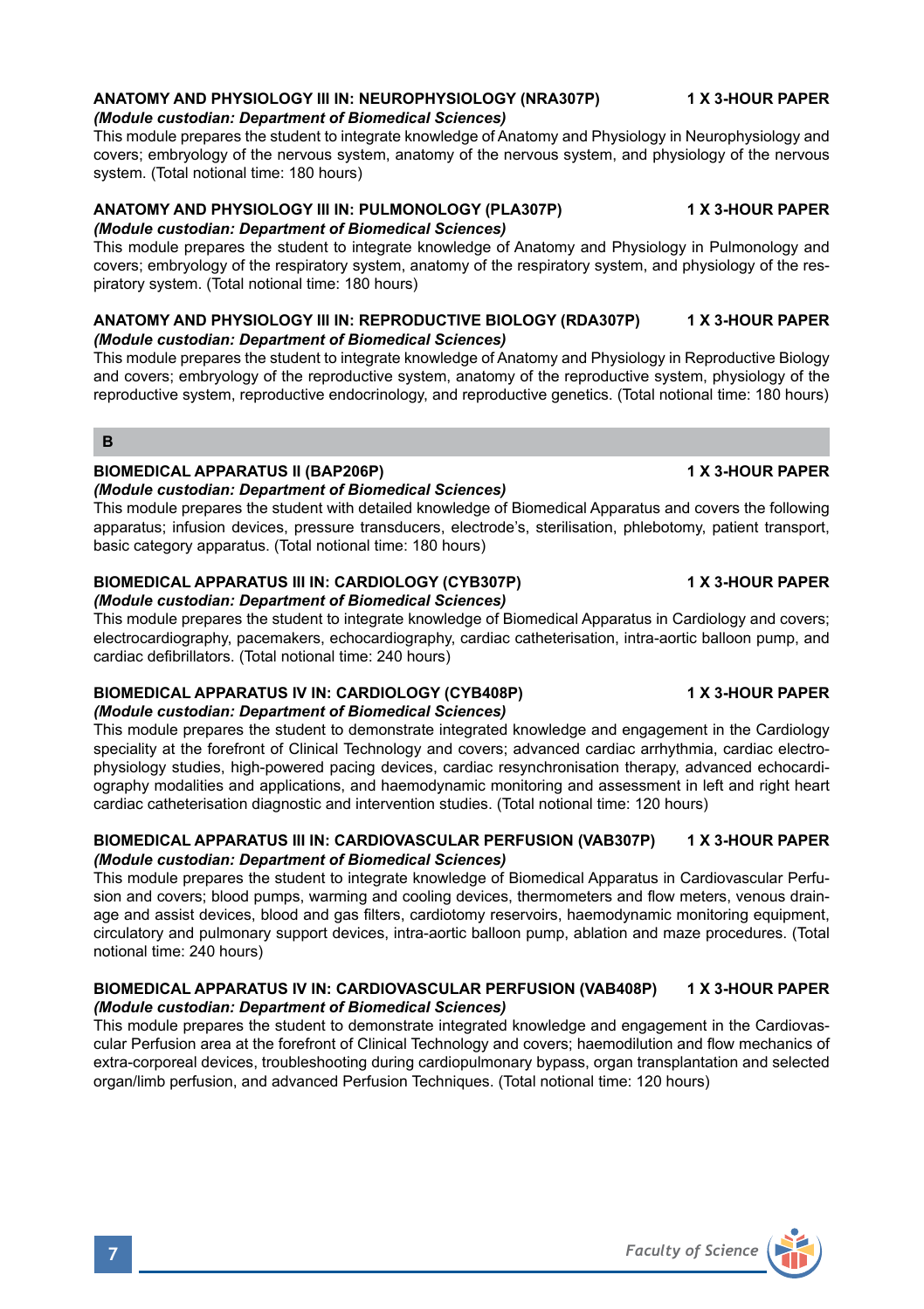### ANATOMY AND PHYSIOLOGY III IN: NEUROPHYSIOLOGY (NRA307P) 1 X 3-HOUR PAPER

*(Module custodian: Department of Biomedical Sciences)*

This module prepares the student to integrate knowledge of Anatomy and Physiology in Neurophysiology and covers; embryology of the nervous system, anatomy of the nervous system, and physiology of the nervous system. (Total notional time: 180 hours)

### ANATOMY AND PHYSIOLOGY III IN: PULMONOLOGY (PLA307P) 1 X 3-HOUR PAPER

*(Module custodian: Department of Biomedical Sciences)*

This module prepares the student to integrate knowledge of Anatomy and Physiology in Pulmonology and covers; embryology of the respiratory system, anatomy of the respiratory system, and physiology of the respiratory system. (Total notional time: 180 hours)

### ANATOMY AND PHYSIOLOGY III IN: REPRODUCTIVE BIOLOGY (RDA307P) 1 X 3-HOUR PAPER

*(Module custodian: Department of Biomedical Sciences)*

This module prepares the student to integrate knowledge of Anatomy and Physiology in Reproductive Biology and covers; embryology of the reproductive system, anatomy of the reproductive system, physiology of the reproductive system, reproductive endocrinology, and reproductive genetics. (Total notional time: 180 hours)

## B

### BIOMEDICAL APPARATUS II (BAP206P) 1 X 3-HOUR PAPER

*(Module custodian: Department of Biomedical Sciences)*

This module prepares the student with detailed knowledge of Biomedical Apparatus and covers the following apparatus; infusion devices, pressure transducers, electrode's, sterilisation, phlebotomy, patient transport, basic category apparatus. (Total notional time: 180 hours)

### BIOMEDICAL APPARATUS III IN: CARDIOLOGY (CYB307P) 1 X 3-HOUR PAPER

*(Module custodian: Department of Biomedical Sciences)*

This module prepares the student to integrate knowledge of Biomedical Apparatus in Cardiology and covers; electrocardiography, pacemakers, echocardiography, cardiac catheterisation, intra-aortic balloon pump, and cardiac defibrillators. (Total notional time: 240 hours)

### BIOMEDICAL APPARATUS IV IN: CARDIOLOGY (CYB408P) 1 X 3-HOUR PAPER

*(Module custodian: Department of Biomedical Sciences)*

This module prepares the student to demonstrate integrated knowledge and engagement in the Cardiology speciality at the forefront of Clinical Technology and covers; advanced cardiac arrhythmia, cardiac electrophysiology studies, high-powered pacing devices, cardiac resynchronisation therapy, advanced echocardiography modalities and applications, and haemodynamic monitoring and assessment in left and right heart cardiac catheterisation diagnostic and intervention studies. (Total notional time: 120 hours)

### BIOMEDICAL APPARATUS III IN: CARDIOVASCULAR PERFUSION (VAB307P) 1 X 3-HOUR PAPER

*(Module custodian: Department of Biomedical Sciences)*

This module prepares the student to integrate knowledge of Biomedical Apparatus in Cardiovascular Perfusion and covers; blood pumps, warming and cooling devices, thermometers and flow meters, venous drainage and assist devices, blood and gas filters, cardiotomy reservoirs, haemodynamic monitoring equipment, circulatory and pulmonary support devices, intra-aortic balloon pump, ablation and maze procedures. (Total notional time: 240 hours)

### BIOMEDICAL APPARATUS IV IN: CARDIOVASCULAR PERFUSION (VAB408P) 1 X 3-HOUR PAPER

*(Module custodian: Department of Biomedical Sciences)*

This module prepares the student to demonstrate integrated knowledge and engagement in the Cardiovascular Perfusion area at the forefront of Clinical Technology and covers; haemodilution and flow mechanics of extra-corporeal devices, troubleshooting during cardiopulmonary bypass, organ transplantation and selected organ/limb perfusion, and advanced Perfusion Techniques. (Total notional time: 120 hours)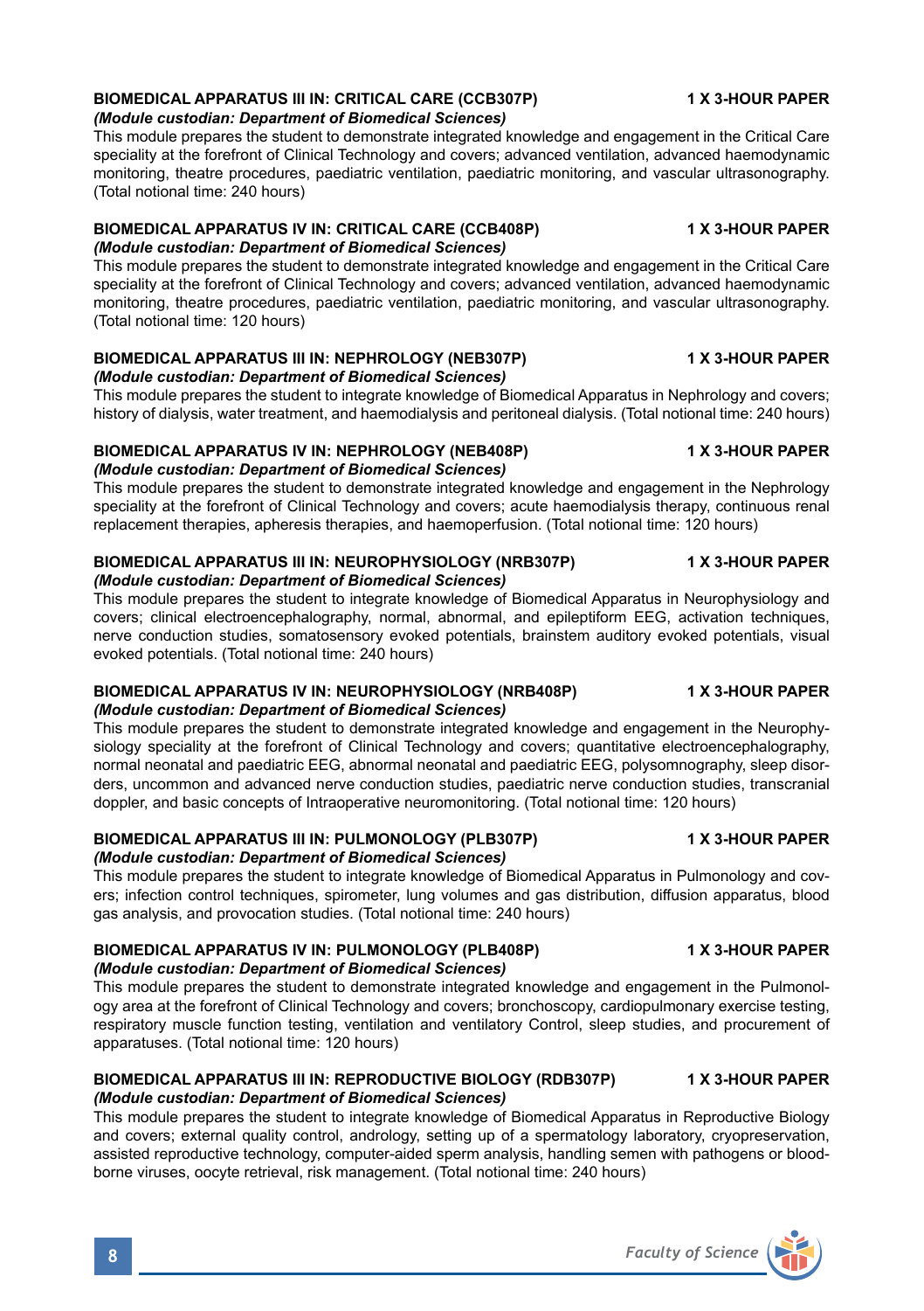**BIOMEDICAL APPARATUS III IN: CRITICAL CARE (CCB307P) 1 X 3-HOUR PAPER**
***(Module custodian: Department of Biomedical Sciences)***
This module prepares the student to demonstrate integrated knowledge and engagement in the Critical Care speciality at the forefront of Clinical Technology and covers; advanced ventilation, advanced haemodynamic monitoring, theatre procedures, paediatric ventilation, paediatric monitoring, and vascular ultrasonography. (Total notional time: 240 hours)

**BIOMEDICAL APPARATUS IV IN: CRITICAL CARE (CCB408P) 1 X 3-HOUR PAPER**
***(Module custodian: Department of Biomedical Sciences)***
This module prepares the student to demonstrate integrated knowledge and engagement in the Critical Care speciality at the forefront of Clinical Technology and covers; advanced ventilation, advanced haemodynamic monitoring, theatre procedures, paediatric ventilation, paediatric monitoring, and vascular ultrasonography. (Total notional time: 120 hours)

**BIOMEDICAL APPARATUS III IN: NEPHROLOGY (NEB307P) 1 X 3-HOUR PAPER**
***(Module custodian: Department of Biomedical Sciences)***
This module prepares the student to integrate knowledge of Biomedical Apparatus in Nephrology and covers; history of dialysis, water treatment, and haemodialysis and peritoneal dialysis. (Total notional time: 240 hours)

**BIOMEDICAL APPARATUS IV IN: NEPHROLOGY (NEB408P) 1 X 3-HOUR PAPER**
***(Module custodian: Department of Biomedical Sciences)***
This module prepares the student to demonstrate integrated knowledge and engagement in the Nephrology speciality at the forefront of Clinical Technology and covers; acute haemodialysis therapy, continuous renal replacement therapies, apheresis therapies, and haemoperfusion. (Total notional time: 120 hours)

**BIOMEDICAL APPARATUS III IN: NEUROPHYSIOLOGY (NRB307P) 1 X 3-HOUR PAPER**
***(Module custodian: Department of Biomedical Sciences)***
This module prepares the student to integrate knowledge of Biomedical Apparatus in Neurophysiology and covers; clinical electroencephalography, normal, abnormal, and epileptiform EEG, activation techniques, nerve conduction studies, somatosensory evoked potentials, brainstem auditory evoked potentials, visual evoked potentials. (Total notional time: 240 hours)

**BIOMEDICAL APPARATUS IV IN: NEUROPHYSIOLOGY (NRB408P) 1 X 3-HOUR PAPER**
***(Module custodian: Department of Biomedical Sciences)***
This module prepares the student to demonstrate integrated knowledge and engagement in the Neurophysiology speciality at the forefront of Clinical Technology and covers; quantitative electroencephalography, normal neonatal and paediatric EEG, abnormal neonatal and paediatric EEG, polysomnography, sleep disorders, uncommon and advanced nerve conduction studies, paediatric nerve conduction studies, transcranial doppler, and basic concepts of Intraoperative neuromonitoring. (Total notional time: 120 hours)

**BIOMEDICAL APPARATUS III IN: PULMONOLOGY (PLB307P) 1 X 3-HOUR PAPER**
***(Module custodian: Department of Biomedical Sciences)***
This module prepares the student to integrate knowledge of Biomedical Apparatus in Pulmonology and covers; infection control techniques, spirometer, lung volumes and gas distribution, diffusion apparatus, blood gas analysis, and provocation studies. (Total notional time: 240 hours)

**BIOMEDICAL APPARATUS IV IN: PULMONOLOGY (PLB408P) 1 X 3-HOUR PAPER**
***(Module custodian: Department of Biomedical Sciences)***
This module prepares the student to demonstrate integrated knowledge and engagement in the Pulmonology area at the forefront of Clinical Technology and covers; bronchoscopy, cardiopulmonary exercise testing, respiratory muscle function testing, ventilation and ventilatory Control, sleep studies, and procurement of apparatuses. (Total notional time: 120 hours)

**BIOMEDICAL APPARATUS III IN: REPRODUCTIVE BIOLOGY (RDB307P) 1 X 3-HOUR PAPER**
***(Module custodian: Department of Biomedical Sciences)***
This module prepares the student to integrate knowledge of Biomedical Apparatus in Reproductive Biology and covers; external quality control, andrology, setting up of a spermatology laboratory, cryopreservation, assisted reproductive technology, computer-aided sperm analysis, handling semen with pathogens or blood-borne viruses, oocyte retrieval, risk management. (Total notional time: 240 hours)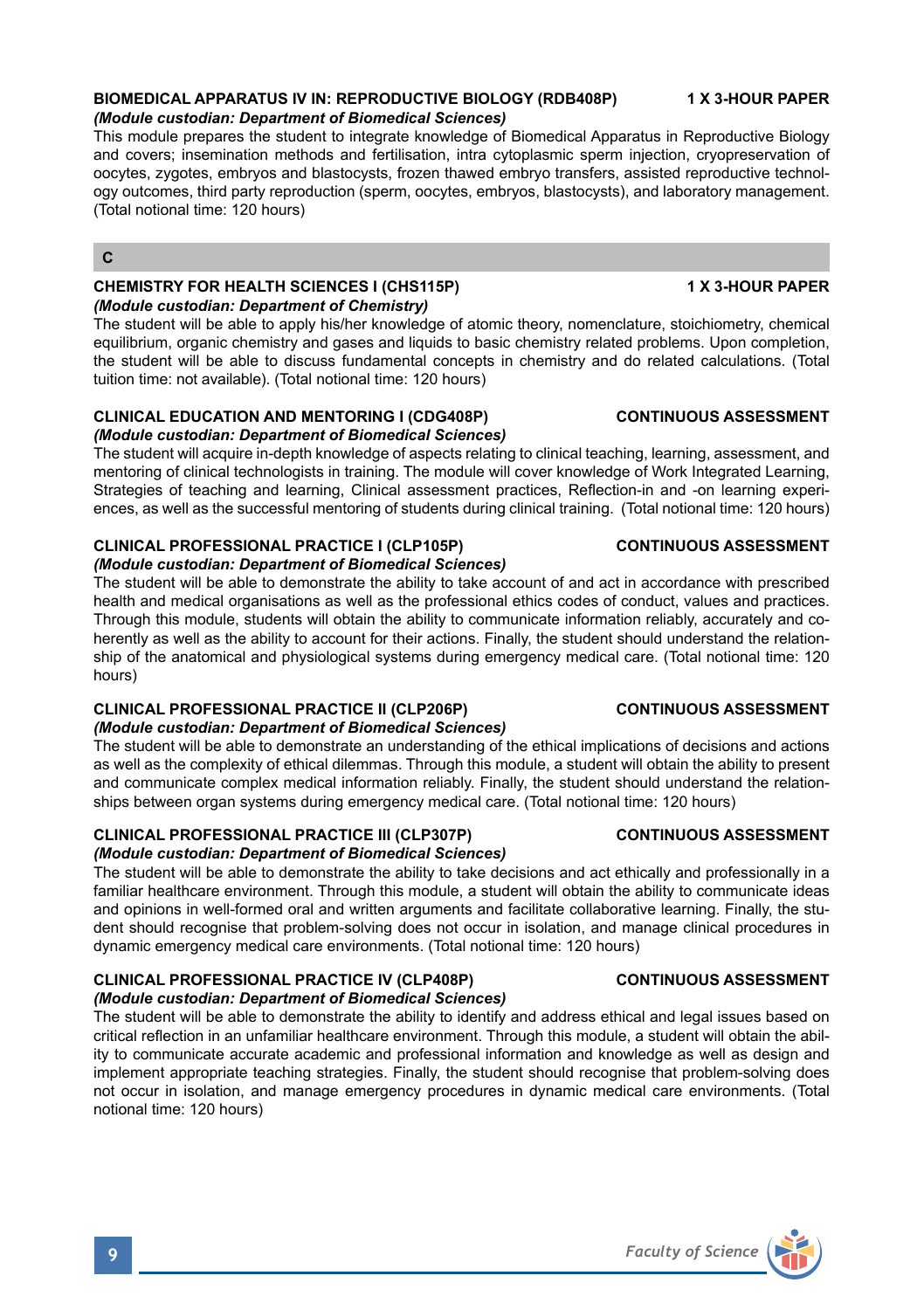**BIOMEDICAL APPARATUS IV IN: REPRODUCTIVE BIOLOGY (RDB408P) 1 X 3-HOUR PAPER**

***(Module custodian: Department of Biomedical Sciences)***

This module prepares the student to integrate knowledge of Biomedical Apparatus in Reproductive Biology and covers; insemination methods and fertilisation, intra cytoplasmic sperm injection, cryopreservation of oocytes, zygotes, embryos and blastocysts, frozen thawed embryo transfers, assisted reproductive technology outcomes, third party reproduction (sperm, oocytes, embryos, blastocysts), and laboratory management. (Total notional time: 120 hours)

## C

**CHEMISTRY FOR HEALTH SCIENCES I (CHS115P) 1 X 3-HOUR PAPER**

***(Module custodian: Department of Chemistry)***

The student will be able to apply his/her knowledge of atomic theory, nomenclature, stoichiometry, chemical equilibrium, organic chemistry and gases and liquids to basic chemistry related problems. Upon completion, the student will be able to discuss fundamental concepts in chemistry and do related calculations. (Total tuition time: not available). (Total notional time: 120 hours)

**CLINICAL EDUCATION AND MENTORING I (CDG408P) CONTINUOUS ASSESSMENT**

***(Module custodian: Department of Biomedical Sciences)***

The student will acquire in-depth knowledge of aspects relating to clinical teaching, learning, assessment, and mentoring of clinical technologists in training. The module will cover knowledge of Work Integrated Learning, Strategies of teaching and learning, Clinical assessment practices, Reflection-in and -on learning experiences, as well as the successful mentoring of students during clinical training. (Total notional time: 120 hours)

**CLINICAL PROFESSIONAL PRACTICE I (CLP105P) CONTINUOUS ASSESSMENT**

***(Module custodian: Department of Biomedical Sciences)***

The student will be able to demonstrate the ability to take account of and act in accordance with prescribed health and medical organisations as well as the professional ethics codes of conduct, values and practices. Through this module, students will obtain the ability to communicate information reliably, accurately and coherently as well as the ability to account for their actions. Finally, the student should understand the relationship of the anatomical and physiological systems during emergency medical care. (Total notional time: 120 hours)

**CLINICAL PROFESSIONAL PRACTICE II (CLP206P) CONTINUOUS ASSESSMENT**

***(Module custodian: Department of Biomedical Sciences)***

The student will be able to demonstrate an understanding of the ethical implications of decisions and actions as well as the complexity of ethical dilemmas. Through this module, a student will obtain the ability to present and communicate complex medical information reliably. Finally, the student should understand the relationships between organ systems during emergency medical care. (Total notional time: 120 hours)

**CLINICAL PROFESSIONAL PRACTICE III (CLP307P) CONTINUOUS ASSESSMENT**

***(Module custodian: Department of Biomedical Sciences)***

The student will be able to demonstrate the ability to take decisions and act ethically and professionally in a familiar healthcare environment. Through this module, a student will obtain the ability to communicate ideas and opinions in well-formed oral and written arguments and facilitate collaborative learning. Finally, the student should recognise that problem-solving does not occur in isolation, and manage clinical procedures in dynamic emergency medical care environments. (Total notional time: 120 hours)

**CLINICAL PROFESSIONAL PRACTICE IV (CLP408P) CONTINUOUS ASSESSMENT**

***(Module custodian: Department of Biomedical Sciences)***

The student will be able to demonstrate the ability to identify and address ethical and legal issues based on critical reflection in an unfamiliar healthcare environment. Through this module, a student will obtain the ability to communicate accurate academic and professional information and knowledge as well as design and implement appropriate teaching strategies. Finally, the student should recognise that problem-solving does not occur in isolation, and manage emergency procedures in dynamic medical care environments. (Total notional time: 120 hours)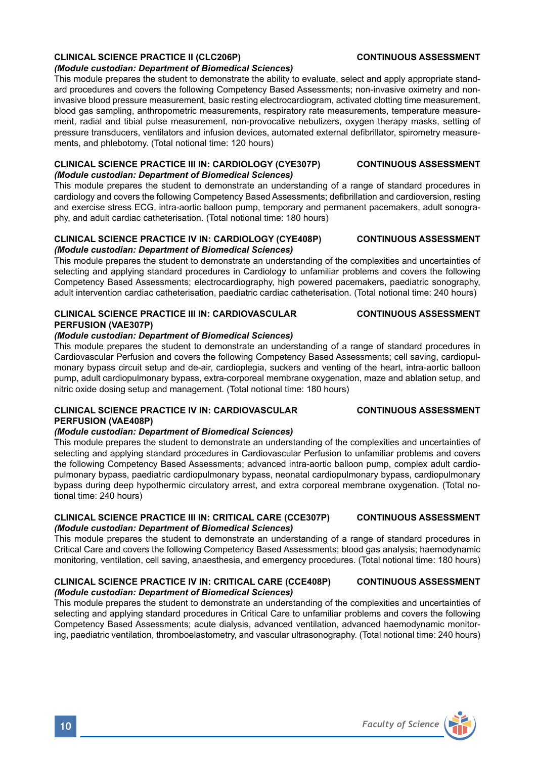### CLINICAL SCIENCE PRACTICE II (CLC206P) — CONTINUOUS ASSESSMENT

*(Module custodian: Department of Biomedical Sciences)*

This module prepares the student to demonstrate the ability to evaluate, select and apply appropriate standard procedures and covers the following Competency Based Assessments; non-invasive oximetry and non-invasive blood pressure measurement, basic resting electrocardiogram, activated clotting time measurement, blood gas sampling, anthropometric measurements, respiratory rate measurements, temperature measurement, radial and tibial pulse measurement, non-provocative nebulizers, oxygen therapy masks, setting of pressure transducers, ventilators and infusion devices, automated external defibrillator, spirometry measurements, and phlebotomy. (Total notional time: 120 hours)

### CLINICAL SCIENCE PRACTICE III IN: CARDIOLOGY (CYE307P) — CONTINUOUS ASSESSMENT

*(Module custodian: Department of Biomedical Sciences)*

This module prepares the student to demonstrate an understanding of a range of standard procedures in cardiology and covers the following Competency Based Assessments; defibrillation and cardioversion, resting and exercise stress ECG, intra-aortic balloon pump, temporary and permanent pacemakers, adult sonography, and adult cardiac catheterisation. (Total notional time: 180 hours)

### CLINICAL SCIENCE PRACTICE IV IN: CARDIOLOGY (CYE408P) — CONTINUOUS ASSESSMENT

*(Module custodian: Department of Biomedical Sciences)*

This module prepares the student to demonstrate an understanding of the complexities and uncertainties of selecting and applying standard procedures in Cardiology to unfamiliar problems and covers the following Competency Based Assessments; electrocardiography, high powered pacemakers, paediatric sonography, adult intervention cardiac catheterisation, paediatric cardiac catheterisation. (Total notional time: 240 hours)

### CLINICAL SCIENCE PRACTICE III IN: CARDIOVASCULAR PERFUSION (VAE307P) — CONTINUOUS ASSESSMENT

*(Module custodian: Department of Biomedical Sciences)*

This module prepares the student to demonstrate an understanding of a range of standard procedures in Cardiovascular Perfusion and covers the following Competency Based Assessments; cell saving, cardiopulmonary bypass circuit setup and de-air, cardioplegia, suckers and venting of the heart, intra-aortic balloon pump, adult cardiopulmonary bypass, extra-corporeal membrane oxygenation, maze and ablation setup, and nitric oxide dosing setup and management. (Total notional time: 180 hours)

### CLINICAL SCIENCE PRACTICE IV IN: CARDIOVASCULAR PERFUSION (VAE408P) — CONTINUOUS ASSESSMENT

*(Module custodian: Department of Biomedical Sciences)*

This module prepares the student to demonstrate an understanding of the complexities and uncertainties of selecting and applying standard procedures in Cardiovascular Perfusion to unfamiliar problems and covers the following Competency Based Assessments; advanced intra-aortic balloon pump, complex adult cardiopulmonary bypass, paediatric cardiopulmonary bypass, neonatal cardiopulmonary bypass, cardiopulmonary bypass during deep hypothermic circulatory arrest, and extra corporeal membrane oxygenation. (Total notional time: 240 hours)

### CLINICAL SCIENCE PRACTICE III IN: CRITICAL CARE (CCE307P) — CONTINUOUS ASSESSMENT

*(Module custodian: Department of Biomedical Sciences)*

This module prepares the student to demonstrate an understanding of a range of standard procedures in Critical Care and covers the following Competency Based Assessments; blood gas analysis; haemodynamic monitoring, ventilation, cell saving, anaesthesia, and emergency procedures. (Total notional time: 180 hours)

### CLINICAL SCIENCE PRACTICE IV IN: CRITICAL CARE (CCE408P) — CONTINUOUS ASSESSMENT

*(Module custodian: Department of Biomedical Sciences)*

This module prepares the student to demonstrate an understanding of the complexities and uncertainties of selecting and applying standard procedures in Critical Care to unfamiliar problems and covers the following Competency Based Assessments; acute dialysis, advanced ventilation, advanced haemodynamic monitoring, paediatric ventilation, thromboelastometry, and vascular ultrasonography. (Total notional time: 240 hours)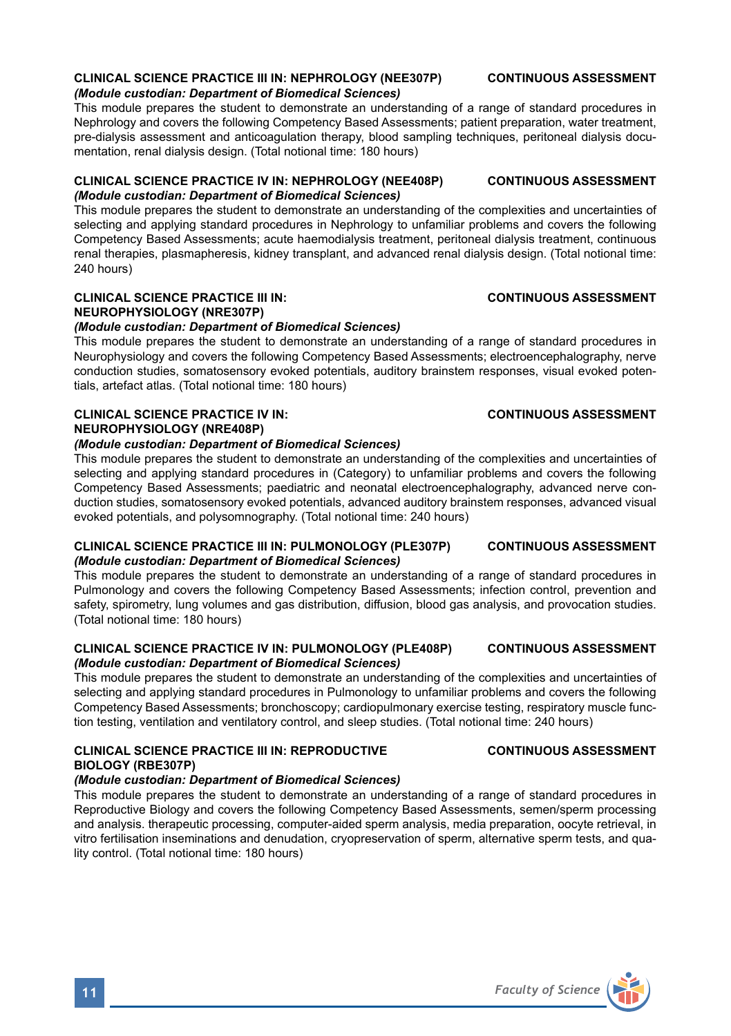**CLINICAL SCIENCE PRACTICE III IN: NEPHROLOGY (NEE307P)** **CONTINUOUS ASSESSMENT**
*(Module custodian: Department of Biomedical Sciences)*
This module prepares the student to demonstrate an understanding of a range of standard procedures in Nephrology and covers the following Competency Based Assessments; patient preparation, water treatment, pre-dialysis assessment and anticoagulation therapy, blood sampling techniques, peritoneal dialysis documentation, renal dialysis design. (Total notional time: 180 hours)

**CLINICAL SCIENCE PRACTICE IV IN: NEPHROLOGY (NEE408P)** **CONTINUOUS ASSESSMENT**
*(Module custodian: Department of Biomedical Sciences)*
This module prepares the student to demonstrate an understanding of the complexities and uncertainties of selecting and applying standard procedures in Nephrology to unfamiliar problems and covers the following Competency Based Assessments; acute haemodialysis treatment, peritoneal dialysis treatment, continuous renal therapies, plasmapheresis, kidney transplant, and advanced renal dialysis design. (Total notional time: 240 hours)

**CLINICAL SCIENCE PRACTICE III IN: NEUROPHYSIOLOGY (NRE307P)** **CONTINUOUS ASSESSMENT**
*(Module custodian: Department of Biomedical Sciences)*
This module prepares the student to demonstrate an understanding of a range of standard procedures in Neurophysiology and covers the following Competency Based Assessments; electroencephalography, nerve conduction studies, somatosensory evoked potentials, auditory brainstem responses, visual evoked potentials, artefact atlas. (Total notional time: 180 hours)

**CLINICAL SCIENCE PRACTICE IV IN: NEUROPHYSIOLOGY (NRE408P)** **CONTINUOUS ASSESSMENT**
*(Module custodian: Department of Biomedical Sciences)*
This module prepares the student to demonstrate an understanding of the complexities and uncertainties of selecting and applying standard procedures in (Category) to unfamiliar problems and covers the following Competency Based Assessments; paediatric and neonatal electroencephalography, advanced nerve conduction studies, somatosensory evoked potentials, advanced auditory brainstem responses, advanced visual evoked potentials, and polysomnography. (Total notional time: 240 hours)

**CLINICAL SCIENCE PRACTICE III IN: PULMONOLOGY (PLE307P)** **CONTINUOUS ASSESSMENT**
*(Module custodian: Department of Biomedical Sciences)*
This module prepares the student to demonstrate an understanding of a range of standard procedures in Pulmonology and covers the following Competency Based Assessments; infection control, prevention and safety, spirometry, lung volumes and gas distribution, diffusion, blood gas analysis, and provocation studies. (Total notional time: 180 hours)

**CLINICAL SCIENCE PRACTICE IV IN: PULMONOLOGY (PLE408P)** **CONTINUOUS ASSESSMENT**
*(Module custodian: Department of Biomedical Sciences)*
This module prepares the student to demonstrate an understanding of the complexities and uncertainties of selecting and applying standard procedures in Pulmonology to unfamiliar problems and covers the following Competency Based Assessments; bronchoscopy; cardiopulmonary exercise testing, respiratory muscle function testing, ventilation and ventilatory control, and sleep studies. (Total notional time: 240 hours)

**CLINICAL SCIENCE PRACTICE III IN: REPRODUCTIVE BIOLOGY (RBE307P)** **CONTINUOUS ASSESSMENT**
*(Module custodian: Department of Biomedical Sciences)*
This module prepares the student to demonstrate an understanding of a range of standard procedures in Reproductive Biology and covers the following Competency Based Assessments, semen/sperm processing and analysis. therapeutic processing, computer-aided sperm analysis, media preparation, oocyte retrieval, in vitro fertilisation inseminations and denudation, cryopreservation of sperm, alternative sperm tests, and quality control. (Total notional time: 180 hours)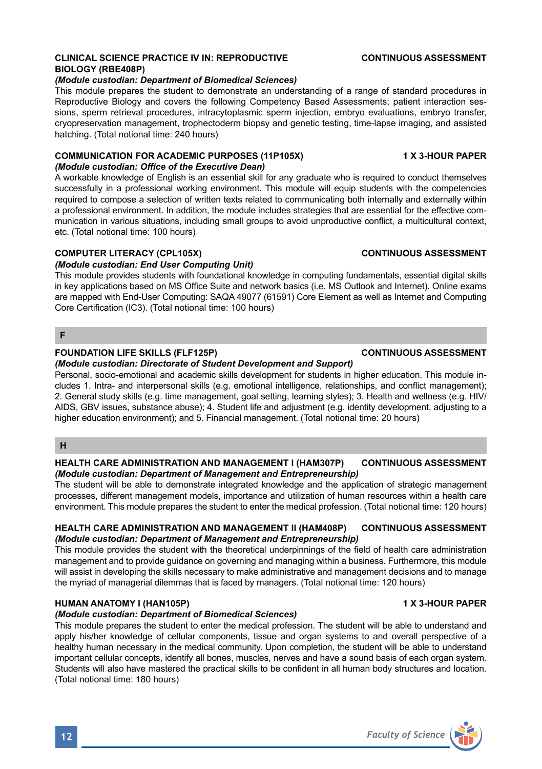**CLINICAL SCIENCE PRACTICE IV IN: REPRODUCTIVE BIOLOGY (RBE408P)** **CONTINUOUS ASSESSMENT**

***(Module custodian: Department of Biomedical Sciences)***

This module prepares the student to demonstrate an understanding of a range of standard procedures in Reproductive Biology and covers the following Competency Based Assessments; patient interaction sessions, sperm retrieval procedures, intracytoplasmic sperm injection, embryo evaluations, embryo transfer, cryopreservation management, trophectoderm biopsy and genetic testing, time-lapse imaging, and assisted hatching. (Total notional time: 240 hours)

**COMMUNICATION FOR ACADEMIC PURPOSES (11P105X)** **1 X 3-HOUR PAPER**

***(Module custodian: Office of the Executive Dean)***

A workable knowledge of English is an essential skill for any graduate who is required to conduct themselves successfully in a professional working environment. This module will equip students with the competencies required to compose a selection of written texts related to communicating both internally and externally within a professional environment. In addition, the module includes strategies that are essential for the effective communication in various situations, including small groups to avoid unproductive conflict, a multicultural context, etc. (Total notional time: 100 hours)

**COMPUTER LITERACY (CPL105X)** **CONTINUOUS ASSESSMENT**

***(Module custodian: End User Computing Unit)***

This module provides students with foundational knowledge in computing fundamentals, essential digital skills in key applications based on MS Office Suite and network basics (i.e. MS Outlook and Internet). Online exams are mapped with End-User Computing: SAQA 49077 (61591) Core Element as well as Internet and Computing Core Certification (IC3). (Total notional time: 100 hours)

## F

**FOUNDATION LIFE SKILLS (FLF125P)** **CONTINUOUS ASSESSMENT**

***(Module custodian: Directorate of Student Development and Support)***

Personal, socio-emotional and academic skills development for students in higher education. This module includes 1. Intra- and interpersonal skills (e.g. emotional intelligence, relationships, and conflict management); 2. General study skills (e.g. time management, goal setting, learning styles); 3. Health and wellness (e.g. HIV/AIDS, GBV issues, substance abuse); 4. Student life and adjustment (e.g. identity development, adjusting to a higher education environment); and 5. Financial management. (Total notional time: 20 hours)

## H

**HEALTH CARE ADMINISTRATION AND MANAGEMENT I (HAM307P)** **CONTINUOUS ASSESSMENT**

***(Module custodian: Department of Management and Entrepreneurship)***

The student will be able to demonstrate integrated knowledge and the application of strategic management processes, different management models, importance and utilization of human resources within a health care environment. This module prepares the student to enter the medical profession. (Total notional time: 120 hours)

**HEALTH CARE ADMINISTRATION AND MANAGEMENT II (HAM408P)** **CONTINUOUS ASSESSMENT**

***(Module custodian: Department of Management and Entrepreneurship)***

This module provides the student with the theoretical underpinnings of the field of health care administration management and to provide guidance on governing and managing within a business. Furthermore, this module will assist in developing the skills necessary to make administrative and management decisions and to manage the myriad of managerial dilemmas that is faced by managers. (Total notional time: 120 hours)

**HUMAN ANATOMY I (HAN105P)** **1 X 3-HOUR PAPER**

***(Module custodian: Department of Biomedical Sciences)***

This module prepares the student to enter the medical profession. The student will be able to understand and apply his/her knowledge of cellular components, tissue and organ systems to and overall perspective of a healthy human necessary in the medical community. Upon completion, the student will be able to understand important cellular concepts, identify all bones, muscles, nerves and have a sound basis of each organ system. Students will also have mastered the practical skills to be confident in all human body structures and location. (Total notional time: 180 hours)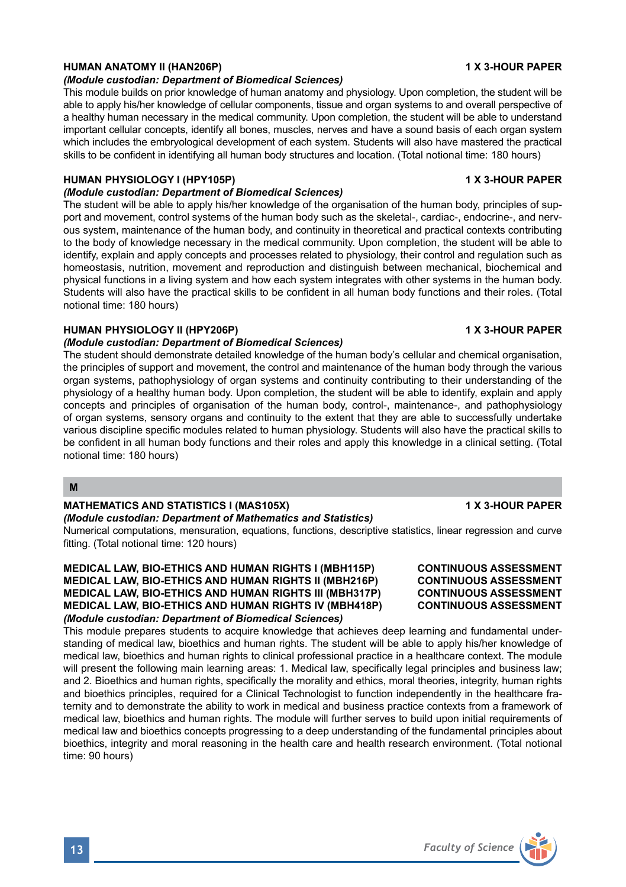**HUMAN ANATOMY II (HAN206P)** **1 X 3-HOUR PAPER**

***(Module custodian: Department of Biomedical Sciences)***

This module builds on prior knowledge of human anatomy and physiology. Upon completion, the student will be able to apply his/her knowledge of cellular components, tissue and organ systems to and overall perspective of a healthy human necessary in the medical community. Upon completion, the student will be able to understand important cellular concepts, identify all bones, muscles, nerves and have a sound basis of each organ system which includes the embryological development of each system. Students will also have mastered the practical skills to be confident in identifying all human body structures and location. (Total notional time: 180 hours)

**HUMAN PHYSIOLOGY I (HPY105P)** **1 X 3-HOUR PAPER**

***(Module custodian: Department of Biomedical Sciences)***

The student will be able to apply his/her knowledge of the organisation of the human body, principles of support and movement, control systems of the human body such as the skeletal-, cardiac-, endocrine-, and nervous system, maintenance of the human body, and continuity in theoretical and practical contexts contributing to the body of knowledge necessary in the medical community. Upon completion, the student will be able to identify, explain and apply concepts and processes related to physiology, their control and regulation such as homeostasis, nutrition, movement and reproduction and distinguish between mechanical, biochemical and physical functions in a living system and how each system integrates with other systems in the human body. Students will also have the practical skills to be confident in all human body functions and their roles. (Total notional time: 180 hours)

**HUMAN PHYSIOLOGY II (HPY206P)** **1 X 3-HOUR PAPER**

***(Module custodian: Department of Biomedical Sciences)***

The student should demonstrate detailed knowledge of the human body's cellular and chemical organisation, the principles of support and movement, the control and maintenance of the human body through the various organ systems, pathophysiology of organ systems and continuity contributing to their understanding of the physiology of a healthy human body. Upon completion, the student will be able to identify, explain and apply concepts and principles of organisation of the human body, control-, maintenance-, and pathophysiology of organ systems, sensory organs and continuity to the extent that they are able to successfully undertake various discipline specific modules related to human physiology. Students will also have the practical skills to be confident in all human body functions and their roles and apply this knowledge in a clinical setting. (Total notional time: 180 hours)

## M

**MATHEMATICS AND STATISTICS I (MAS105X)** **1 X 3-HOUR PAPER**

***(Module custodian: Department of Mathematics and Statistics)***

Numerical computations, mensuration, equations, functions, descriptive statistics, linear regression and curve fitting. (Total notional time: 120 hours)

**MEDICAL LAW, BIO-ETHICS AND HUMAN RIGHTS I (MBH115P)** **CONTINUOUS ASSESSMENT**
**MEDICAL LAW, BIO-ETHICS AND HUMAN RIGHTS II (MBH216P)** **CONTINUOUS ASSESSMENT**
**MEDICAL LAW, BIO-ETHICS AND HUMAN RIGHTS III (MBH317P)** **CONTINUOUS ASSESSMENT**
**MEDICAL LAW, BIO-ETHICS AND HUMAN RIGHTS IV (MBH418P)** **CONTINUOUS ASSESSMENT**

***(Module custodian: Department of Biomedical Sciences)***

This module prepares students to acquire knowledge that achieves deep learning and fundamental understanding of medical law, bioethics and human rights. The student will be able to apply his/her knowledge of medical law, bioethics and human rights to clinical professional practice in a healthcare context. The module will present the following main learning areas: 1. Medical law, specifically legal principles and business law; and 2. Bioethics and human rights, specifically the morality and ethics, moral theories, integrity, human rights and bioethics principles, required for a Clinical Technologist to function independently in the healthcare fraternity and to demonstrate the ability to work in medical and business practice contexts from a framework of medical law, bioethics and human rights. The module will further serves to build upon initial requirements of medical law and bioethics concepts progressing to a deep understanding of the fundamental principles about bioethics, integrity and moral reasoning in the health care and health research environment. (Total notional time: 90 hours)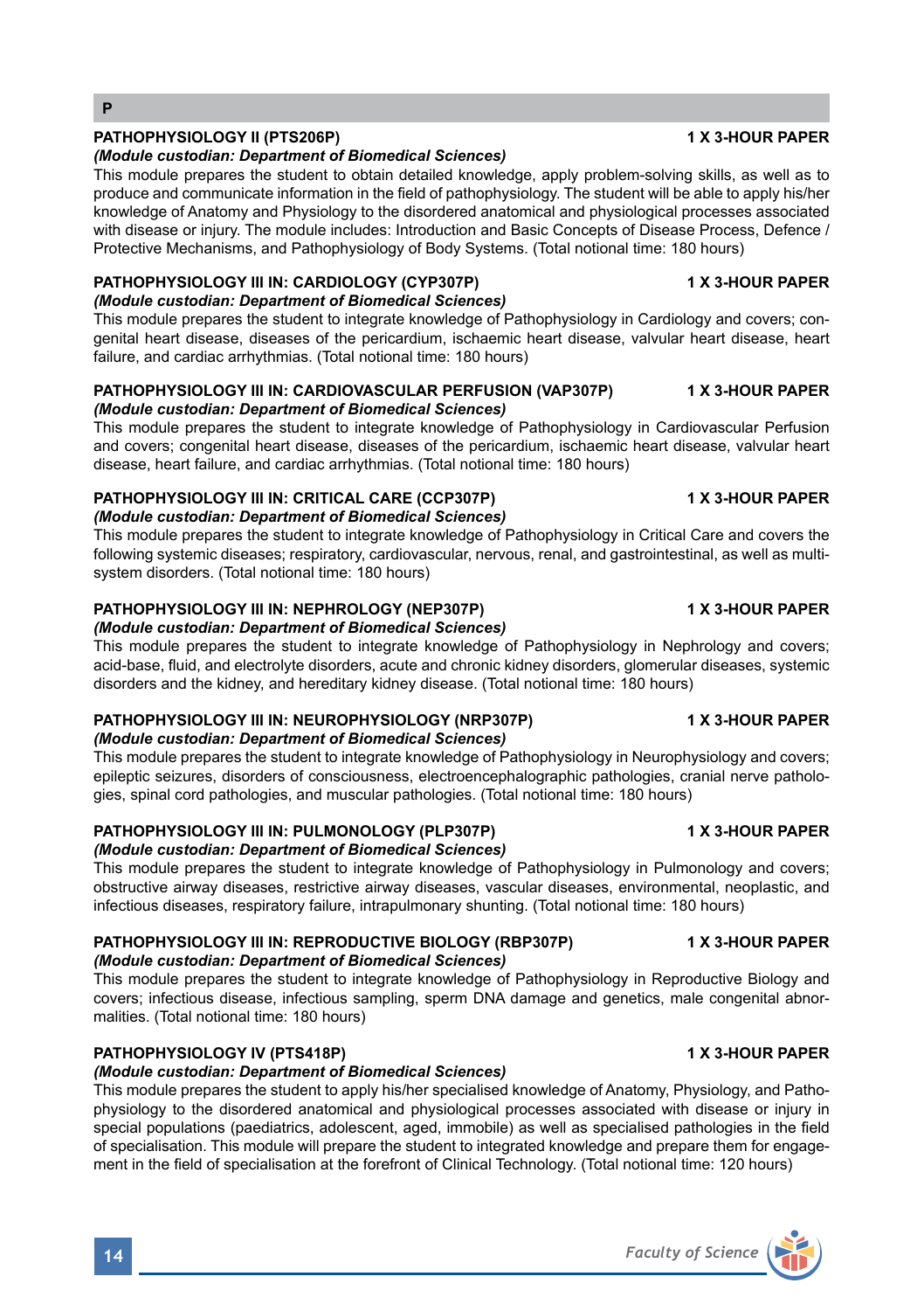**P**

**PATHOPHYSIOLOGY II (PTS206P)** **1 X 3-HOUR PAPER**

***(Module custodian: Department of Biomedical Sciences)***

This module prepares the student to obtain detailed knowledge, apply problem-solving skills, as well as to produce and communicate information in the field of pathophysiology. The student will be able to apply his/her knowledge of Anatomy and Physiology to the disordered anatomical and physiological processes associated with disease or injury. The module includes: Introduction and Basic Concepts of Disease Process, Defence / Protective Mechanisms, and Pathophysiology of Body Systems. (Total notional time: 180 hours)

**PATHOPHYSIOLOGY III IN: CARDIOLOGY (CYP307P)** **1 X 3-HOUR PAPER**

***(Module custodian: Department of Biomedical Sciences)***

This module prepares the student to integrate knowledge of Pathophysiology in Cardiology and covers; congenital heart disease, diseases of the pericardium, ischaemic heart disease, valvular heart disease, heart failure, and cardiac arrhythmias. (Total notional time: 180 hours)

**PATHOPHYSIOLOGY III IN: CARDIOVASCULAR PERFUSION (VAP307P)** **1 X 3-HOUR PAPER**

***(Module custodian: Department of Biomedical Sciences)***

This module prepares the student to integrate knowledge of Pathophysiology in Cardiovascular Perfusion and covers; congenital heart disease, diseases of the pericardium, ischaemic heart disease, valvular heart disease, heart failure, and cardiac arrhythmias. (Total notional time: 180 hours)

**PATHOPHYSIOLOGY III IN: CRITICAL CARE (CCP307P)** **1 X 3-HOUR PAPER**

***(Module custodian: Department of Biomedical Sciences)***

This module prepares the student to integrate knowledge of Pathophysiology in Critical Care and covers the following systemic diseases; respiratory, cardiovascular, nervous, renal, and gastrointestinal, as well as multi-system disorders. (Total notional time: 180 hours)

**PATHOPHYSIOLOGY III IN: NEPHROLOGY (NEP307P)** **1 X 3-HOUR PAPER**

***(Module custodian: Department of Biomedical Sciences)***

This module prepares the student to integrate knowledge of Pathophysiology in Nephrology and covers; acid-base, fluid, and electrolyte disorders, acute and chronic kidney disorders, glomerular diseases, systemic disorders and the kidney, and hereditary kidney disease. (Total notional time: 180 hours)

**PATHOPHYSIOLOGY III IN: NEUROPHYSIOLOGY (NRP307P)** **1 X 3-HOUR PAPER**

***(Module custodian: Department of Biomedical Sciences)***

This module prepares the student to integrate knowledge of Pathophysiology in Neurophysiology and covers; epileptic seizures, disorders of consciousness, electroencephalographic pathologies, cranial nerve pathologies, spinal cord pathologies, and muscular pathologies. (Total notional time: 180 hours)

**PATHOPHYSIOLOGY III IN: PULMONOLOGY (PLP307P)** **1 X 3-HOUR PAPER**

***(Module custodian: Department of Biomedical Sciences)***

This module prepares the student to integrate knowledge of Pathophysiology in Pulmonology and covers; obstructive airway diseases, restrictive airway diseases, vascular diseases, environmental, neoplastic, and infectious diseases, respiratory failure, intrapulmonary shunting. (Total notional time: 180 hours)

**PATHOPHYSIOLOGY III IN: REPRODUCTIVE BIOLOGY (RBP307P)** **1 X 3-HOUR PAPER**

***(Module custodian: Department of Biomedical Sciences)***

This module prepares the student to integrate knowledge of Pathophysiology in Reproductive Biology and covers; infectious disease, infectious sampling, sperm DNA damage and genetics, male congenital abnormalities. (Total notional time: 180 hours)

**PATHOPHYSIOLOGY IV (PTS418P)** **1 X 3-HOUR PAPER**

***(Module custodian: Department of Biomedical Sciences)***

This module prepares the student to apply his/her specialised knowledge of Anatomy, Physiology, and Pathophysiology to the disordered anatomical and physiological processes associated with disease or injury in special populations (paediatrics, adolescent, aged, immobile) as well as specialised pathologies in the field of specialisation. This module will prepare the student to integrated knowledge and prepare them for engagement in the field of specialisation at the forefront of Clinical Technology. (Total notional time: 120 hours)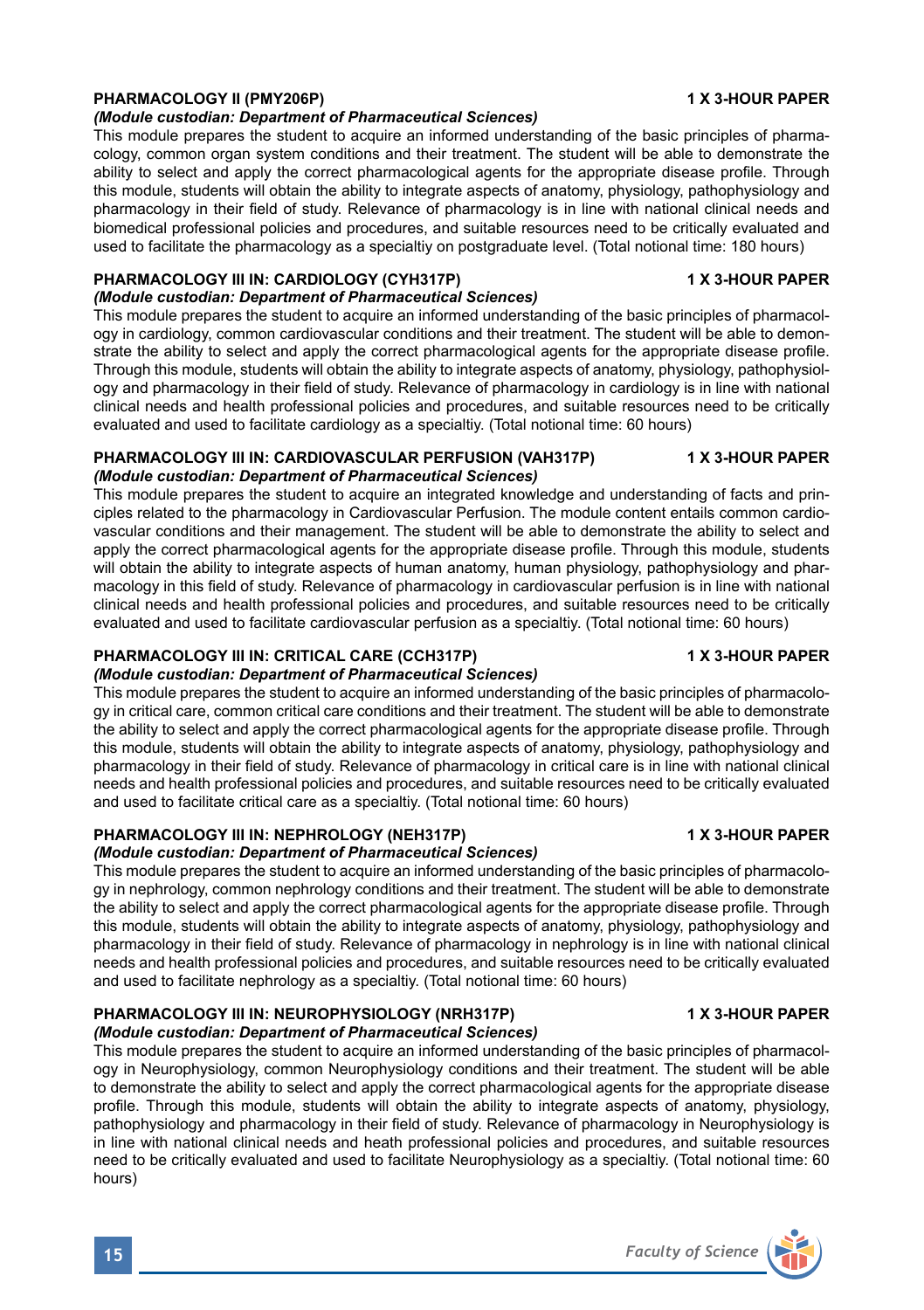### PHARMACOLOGY II (PMY206P) — 1 X 3-HOUR PAPER

***(Module custodian: Department of Pharmaceutical Sciences)***

This module prepares the student to acquire an informed understanding of the basic principles of pharmacology, common organ system conditions and their treatment. The student will be able to demonstrate the ability to select and apply the correct pharmacological agents for the appropriate disease profile. Through this module, students will obtain the ability to integrate aspects of anatomy, physiology, pathophysiology and pharmacology in their field of study. Relevance of pharmacology is in line with national clinical needs and biomedical professional policies and procedures, and suitable resources need to be critically evaluated and used to facilitate the pharmacology as a specialtiy on postgraduate level. (Total notional time: 180 hours)

### PHARMACOLOGY III IN: CARDIOLOGY (CYH317P) — 1 X 3-HOUR PAPER

***(Module custodian: Department of Pharmaceutical Sciences)***

This module prepares the student to acquire an informed understanding of the basic principles of pharmacology in cardiology, common cardiovascular conditions and their treatment. The student will be able to demonstrate the ability to select and apply the correct pharmacological agents for the appropriate disease profile. Through this module, students will obtain the ability to integrate aspects of anatomy, physiology, pathophysiology and pharmacology in their field of study. Relevance of pharmacology in cardiology is in line with national clinical needs and health professional policies and procedures, and suitable resources need to be critically evaluated and used to facilitate cardiology as a specialtiy. (Total notional time: 60 hours)

### PHARMACOLOGY III IN: CARDIOVASCULAR PERFUSION (VAH317P) — 1 X 3-HOUR PAPER

***(Module custodian: Department of Pharmaceutical Sciences)***

This module prepares the student to acquire an integrated knowledge and understanding of facts and principles related to the pharmacology in Cardiovascular Perfusion. The module content entails common cardiovascular conditions and their management. The student will be able to demonstrate the ability to select and apply the correct pharmacological agents for the appropriate disease profile. Through this module, students will obtain the ability to integrate aspects of human anatomy, human physiology, pathophysiology and pharmacology in this field of study. Relevance of pharmacology in cardiovascular perfusion is in line with national clinical needs and health professional policies and procedures, and suitable resources need to be critically evaluated and used to facilitate cardiovascular perfusion as a specialtiy. (Total notional time: 60 hours)

### PHARMACOLOGY III IN: CRITICAL CARE (CCH317P) — 1 X 3-HOUR PAPER

***(Module custodian: Department of Pharmaceutical Sciences)***

This module prepares the student to acquire an informed understanding of the basic principles of pharmacology in critical care, common critical care conditions and their treatment. The student will be able to demonstrate the ability to select and apply the correct pharmacological agents for the appropriate disease profile. Through this module, students will obtain the ability to integrate aspects of anatomy, physiology, pathophysiology and pharmacology in their field of study. Relevance of pharmacology in critical care is in line with national clinical needs and health professional policies and procedures, and suitable resources need to be critically evaluated and used to facilitate critical care as a specialtiy. (Total notional time: 60 hours)

### PHARMACOLOGY III IN: NEPHROLOGY (NEH317P) — 1 X 3-HOUR PAPER

***(Module custodian: Department of Pharmaceutical Sciences)***

This module prepares the student to acquire an informed understanding of the basic principles of pharmacology in nephrology, common nephrology conditions and their treatment. The student will be able to demonstrate the ability to select and apply the correct pharmacological agents for the appropriate disease profile. Through this module, students will obtain the ability to integrate aspects of anatomy, physiology, pathophysiology and pharmacology in their field of study. Relevance of pharmacology in nephrology is in line with national clinical needs and health professional policies and procedures, and suitable resources need to be critically evaluated and used to facilitate nephrology as a specialtiy. (Total notional time: 60 hours)

### PHARMACOLOGY III IN: NEUROPHYSIOLOGY (NRH317P) — 1 X 3-HOUR PAPER

***(Module custodian: Department of Pharmaceutical Sciences)***

This module prepares the student to acquire an informed understanding of the basic principles of pharmacology in Neurophysiology, common Neurophysiology conditions and their treatment. The student will be able to demonstrate the ability to select and apply the correct pharmacological agents for the appropriate disease profile. Through this module, students will obtain the ability to integrate aspects of anatomy, physiology, pathophysiology and pharmacology in their field of study. Relevance of pharmacology in Neurophysiology is in line with national clinical needs and heath professional policies and procedures, and suitable resources need to be critically evaluated and used to facilitate Neurophysiology as a specialtiy. (Total notional time: 60 hours)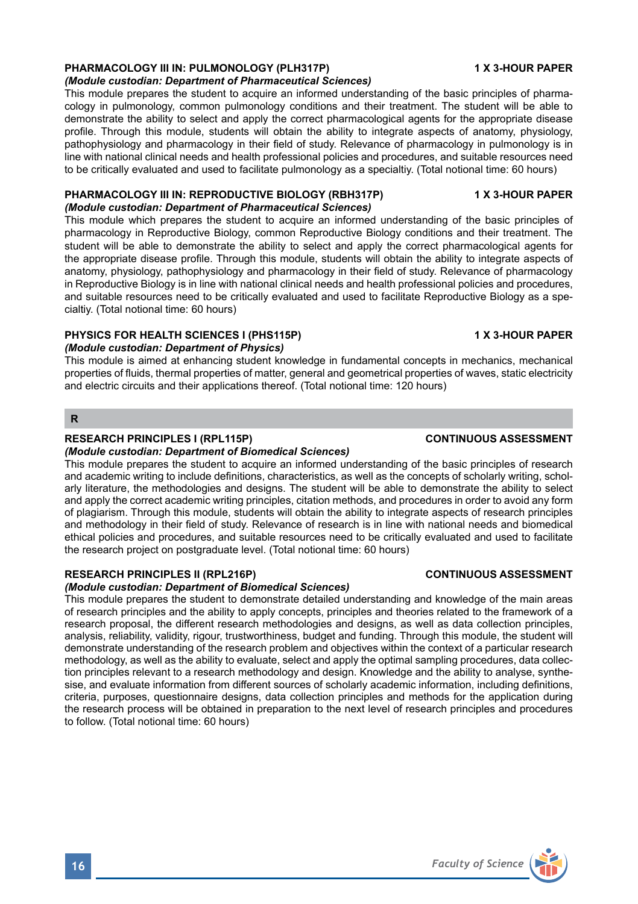**PHARMACOLOGY III IN: PULMONOLOGY (PLH317P) 1 X 3-HOUR PAPER**
*(Module custodian: Department of Pharmaceutical Sciences)*
This module prepares the student to acquire an informed understanding of the basic principles of pharmacology in pulmonology, common pulmonology conditions and their treatment. The student will be able to demonstrate the ability to select and apply the correct pharmacological agents for the appropriate disease profile. Through this module, students will obtain the ability to integrate aspects of anatomy, physiology, pathophysiology and pharmacology in their field of study. Relevance of pharmacology in pulmonology is in line with national clinical needs and health professional policies and procedures, and suitable resources need to be critically evaluated and used to facilitate pulmonology as a specialtiy. (Total notional time: 60 hours)

**PHARMACOLOGY III IN: REPRODUCTIVE BIOLOGY (RBH317P) 1 X 3-HOUR PAPER**
*(Module custodian: Department of Pharmaceutical Sciences)*
This module which prepares the student to acquire an informed understanding of the basic principles of pharmacology in Reproductive Biology, common Reproductive Biology conditions and their treatment. The student will be able to demonstrate the ability to select and apply the correct pharmacological agents for the appropriate disease profile. Through this module, students will obtain the ability to integrate aspects of anatomy, physiology, pathophysiology and pharmacology in their field of study. Relevance of pharmacology in Reproductive Biology is in line with national clinical needs and health professional policies and procedures, and suitable resources need to be critically evaluated and used to facilitate Reproductive Biology as a specialtiy. (Total notional time: 60 hours)

**PHYSICS FOR HEALTH SCIENCES I (PHS115P) 1 X 3-HOUR PAPER**
*(Module custodian: Department of Physics)*
This module is aimed at enhancing student knowledge in fundamental concepts in mechanics, mechanical properties of fluids, thermal properties of matter, general and geometrical properties of waves, static electricity and electric circuits and their applications thereof. (Total notional time: 120 hours)

## R

**RESEARCH PRINCIPLES I (RPL115P) CONTINUOUS ASSESSMENT**
*(Module custodian: Department of Biomedical Sciences)*
This module prepares the student to acquire an informed understanding of the basic principles of research and academic writing to include definitions, characteristics, as well as the concepts of scholarly writing, scholarly literature, the methodologies and designs. The student will be able to demonstrate the ability to select and apply the correct academic writing principles, citation methods, and procedures in order to avoid any form of plagiarism. Through this module, students will obtain the ability to integrate aspects of research principles and methodology in their field of study. Relevance of research is in line with national needs and biomedical ethical policies and procedures, and suitable resources need to be critically evaluated and used to facilitate the research project on postgraduate level. (Total notional time: 60 hours)

**RESEARCH PRINCIPLES II (RPL216P) CONTINUOUS ASSESSMENT**
*(Module custodian: Department of Biomedical Sciences)*
This module prepares the student to demonstrate detailed understanding and knowledge of the main areas of research principles and the ability to apply concepts, principles and theories related to the framework of a research proposal, the different research methodologies and designs, as well as data collection principles, analysis, reliability, validity, rigour, trustworthiness, budget and funding. Through this module, the student will demonstrate understanding of the research problem and objectives within the context of a particular research methodology, as well as the ability to evaluate, select and apply the optimal sampling procedures, data collection principles relevant to a research methodology and design. Knowledge and the ability to analyse, synthesise, and evaluate information from different sources of scholarly academic information, including definitions, criteria, purposes, questionnaire designs, data collection principles and methods for the application during the research process will be obtained in preparation to the next level of research principles and procedures to follow. (Total notional time: 60 hours)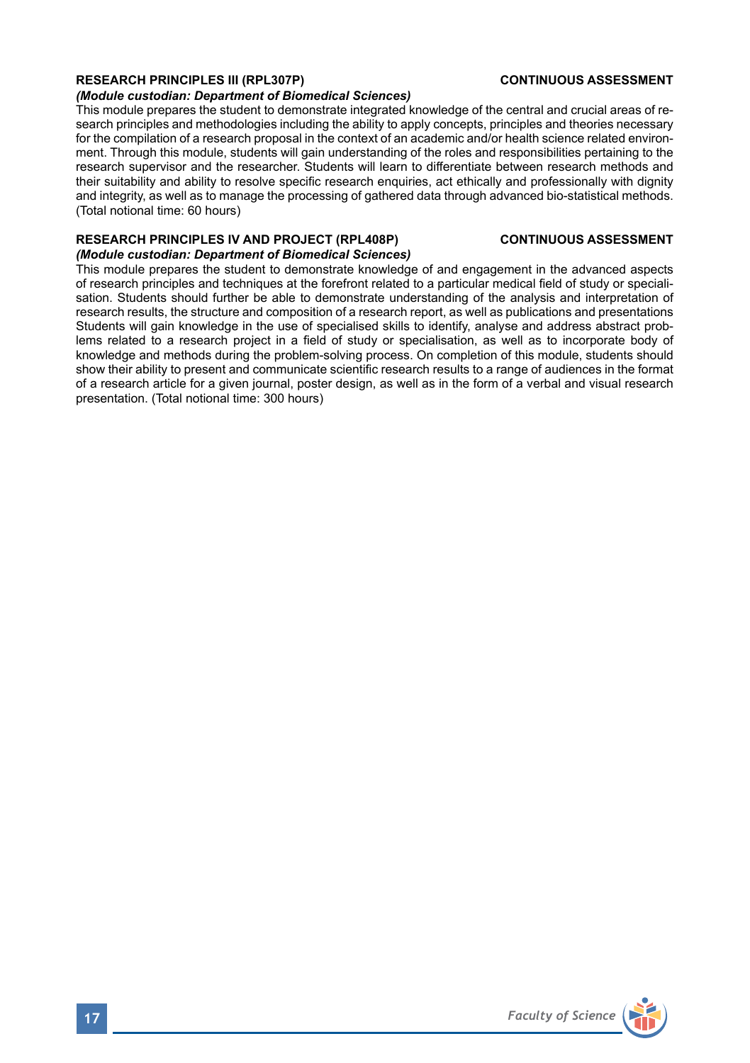**RESEARCH PRINCIPLES III (RPL307P)** **CONTINUOUS ASSESSMENT**

***(Module custodian: Department of Biomedical Sciences)***

This module prepares the student to demonstrate integrated knowledge of the central and crucial areas of research principles and methodologies including the ability to apply concepts, principles and theories necessary for the compilation of a research proposal in the context of an academic and/or health science related environment. Through this module, students will gain understanding of the roles and responsibilities pertaining to the research supervisor and the researcher. Students will learn to differentiate between research methods and their suitability and ability to resolve specific research enquiries, act ethically and professionally with dignity and integrity, as well as to manage the processing of gathered data through advanced bio-statistical methods. (Total notional time: 60 hours)

**RESEARCH PRINCIPLES IV AND PROJECT (RPL408P)** **CONTINUOUS ASSESSMENT**

***(Module custodian: Department of Biomedical Sciences)***

This module prepares the student to demonstrate knowledge of and engagement in the advanced aspects of research principles and techniques at the forefront related to a particular medical field of study or specialisation. Students should further be able to demonstrate understanding of the analysis and interpretation of research results, the structure and composition of a research report, as well as publications and presentations Students will gain knowledge in the use of specialised skills to identify, analyse and address abstract problems related to a research project in a field of study or specialisation, as well as to incorporate body of knowledge and methods during the problem-solving process. On completion of this module, students should show their ability to present and communicate scientific research results to a range of audiences in the format of a research article for a given journal, poster design, as well as in the form of a verbal and visual research presentation. (Total notional time: 300 hours)